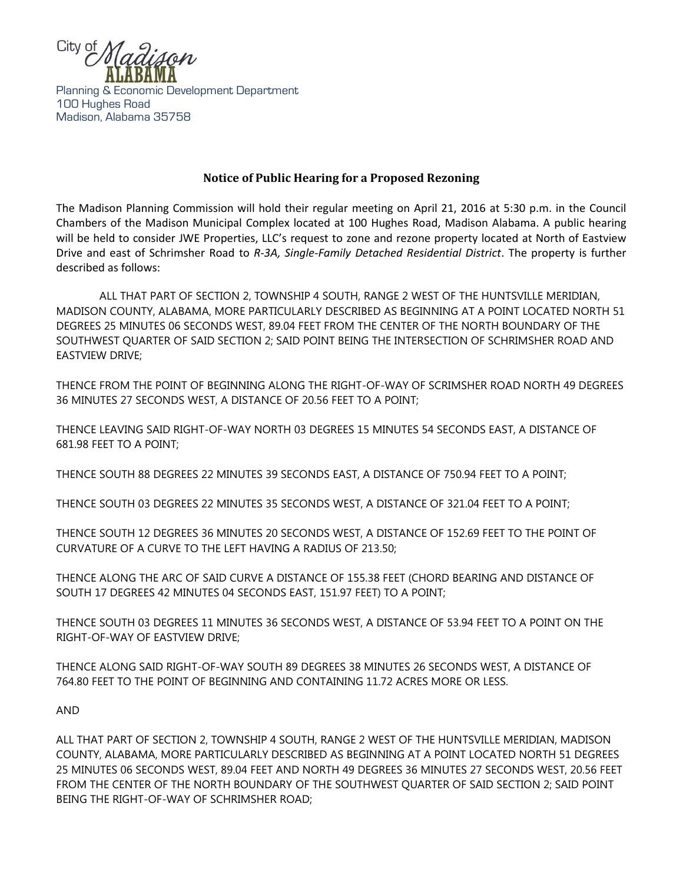City of Madison
ALABAMA
Planning & Economic Development Department
100 Hughes Road
Madison, Alabama 35758

## Notice of Public Hearing for a Proposed Rezoning

The Madison Planning Commission will hold their regular meeting on April 21, 2016 at 5:30 p.m. in the Council Chambers of the Madison Municipal Complex located at 100 Hughes Road, Madison Alabama. A public hearing will be held to consider JWE Properties, LLC's request to zone and rezone property located at North of Eastview Drive and east of Schrimsher Road to *R-3A, Single-Family Detached Residential District*. The property is further described as follows:

ALL THAT PART OF SECTION 2, TOWNSHIP 4 SOUTH, RANGE 2 WEST OF THE HUNTSVILLE MERIDIAN, MADISON COUNTY, ALABAMA, MORE PARTICULARLY DESCRIBED AS BEGINNING AT A POINT LOCATED NORTH 51 DEGREES 25 MINUTES 06 SECONDS WEST, 89.04 FEET FROM THE CENTER OF THE NORTH BOUNDARY OF THE SOUTHWEST QUARTER OF SAID SECTION 2; SAID POINT BEING THE INTERSECTION OF SCHRIMSHER ROAD AND EASTVIEW DRIVE;

THENCE FROM THE POINT OF BEGINNING ALONG THE RIGHT-OF-WAY OF SCRIMSHER ROAD NORTH 49 DEGREES 36 MINUTES 27 SECONDS WEST, A DISTANCE OF 20.56 FEET TO A POINT;

THENCE LEAVING SAID RIGHT-OF-WAY NORTH 03 DEGREES 15 MINUTES 54 SECONDS EAST, A DISTANCE OF 681.98 FEET TO A POINT;

THENCE SOUTH 88 DEGREES 22 MINUTES 39 SECONDS EAST, A DISTANCE OF 750.94 FEET TO A POINT;

THENCE SOUTH 03 DEGREES 22 MINUTES 35 SECONDS WEST, A DISTANCE OF 321.04 FEET TO A POINT;

THENCE SOUTH 12 DEGREES 36 MINUTES 20 SECONDS WEST, A DISTANCE OF 152.69 FEET TO THE POINT OF CURVATURE OF A CURVE TO THE LEFT HAVING A RADIUS OF 213.50;

THENCE ALONG THE ARC OF SAID CURVE A DISTANCE OF 155.38 FEET (CHORD BEARING AND DISTANCE OF SOUTH 17 DEGREES 42 MINUTES 04 SECONDS EAST, 151.97 FEET) TO A POINT;

THENCE SOUTH 03 DEGREES 11 MINUTES 36 SECONDS WEST, A DISTANCE OF 53.94 FEET TO A POINT ON THE RIGHT-OF-WAY OF EASTVIEW DRIVE;

THENCE ALONG SAID RIGHT-OF-WAY SOUTH 89 DEGREES 38 MINUTES 26 SECONDS WEST, A DISTANCE OF 764.80 FEET TO THE POINT OF BEGINNING AND CONTAINING 11.72 ACRES MORE OR LESS.

AND

ALL THAT PART OF SECTION 2, TOWNSHIP 4 SOUTH, RANGE 2 WEST OF THE HUNTSVILLE MERIDIAN, MADISON COUNTY, ALABAMA, MORE PARTICULARLY DESCRIBED AS BEGINNING AT A POINT LOCATED NORTH 51 DEGREES 25 MINUTES 06 SECONDS WEST, 89.04 FEET AND NORTH 49 DEGREES 36 MINUTES 27 SECONDS WEST, 20.56 FEET FROM THE CENTER OF THE NORTH BOUNDARY OF THE SOUTHWEST QUARTER OF SAID SECTION 2; SAID POINT BEING THE RIGHT-OF-WAY OF SCHRIMSHER ROAD;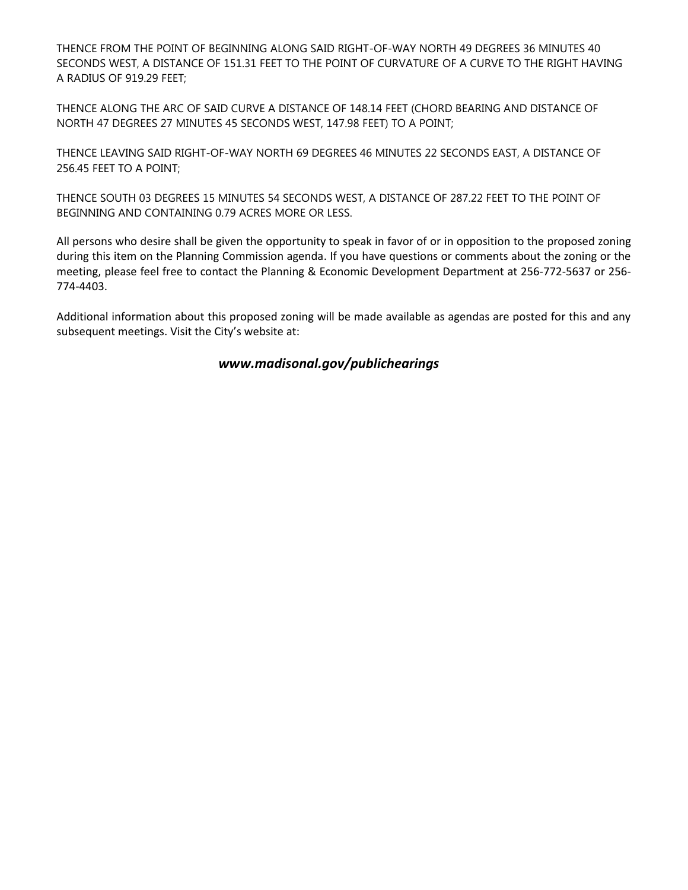THENCE FROM THE POINT OF BEGINNING ALONG SAID RIGHT-OF-WAY NORTH 49 DEGREES 36 MINUTES 40 SECONDS WEST, A DISTANCE OF 151.31 FEET TO THE POINT OF CURVATURE OF A CURVE TO THE RIGHT HAVING A RADIUS OF 919.29 FEET;

THENCE ALONG THE ARC OF SAID CURVE A DISTANCE OF 148.14 FEET (CHORD BEARING AND DISTANCE OF NORTH 47 DEGREES 27 MINUTES 45 SECONDS WEST, 147.98 FEET) TO A POINT;

THENCE LEAVING SAID RIGHT-OF-WAY NORTH 69 DEGREES 46 MINUTES 22 SECONDS EAST, A DISTANCE OF 256.45 FEET TO A POINT;

THENCE SOUTH 03 DEGREES 15 MINUTES 54 SECONDS WEST, A DISTANCE OF 287.22 FEET TO THE POINT OF BEGINNING AND CONTAINING 0.79 ACRES MORE OR LESS.

All persons who desire shall be given the opportunity to speak in favor of or in opposition to the proposed zoning during this item on the Planning Commission agenda. If you have questions or comments about the zoning or the meeting, please feel free to contact the Planning & Economic Development Department at 256-772-5637 or 256-774-4403.

Additional information about this proposed zoning will be made available as agendas are posted for this and any subsequent meetings. Visit the City's website at:

***www.madisonal.gov/publichearings***